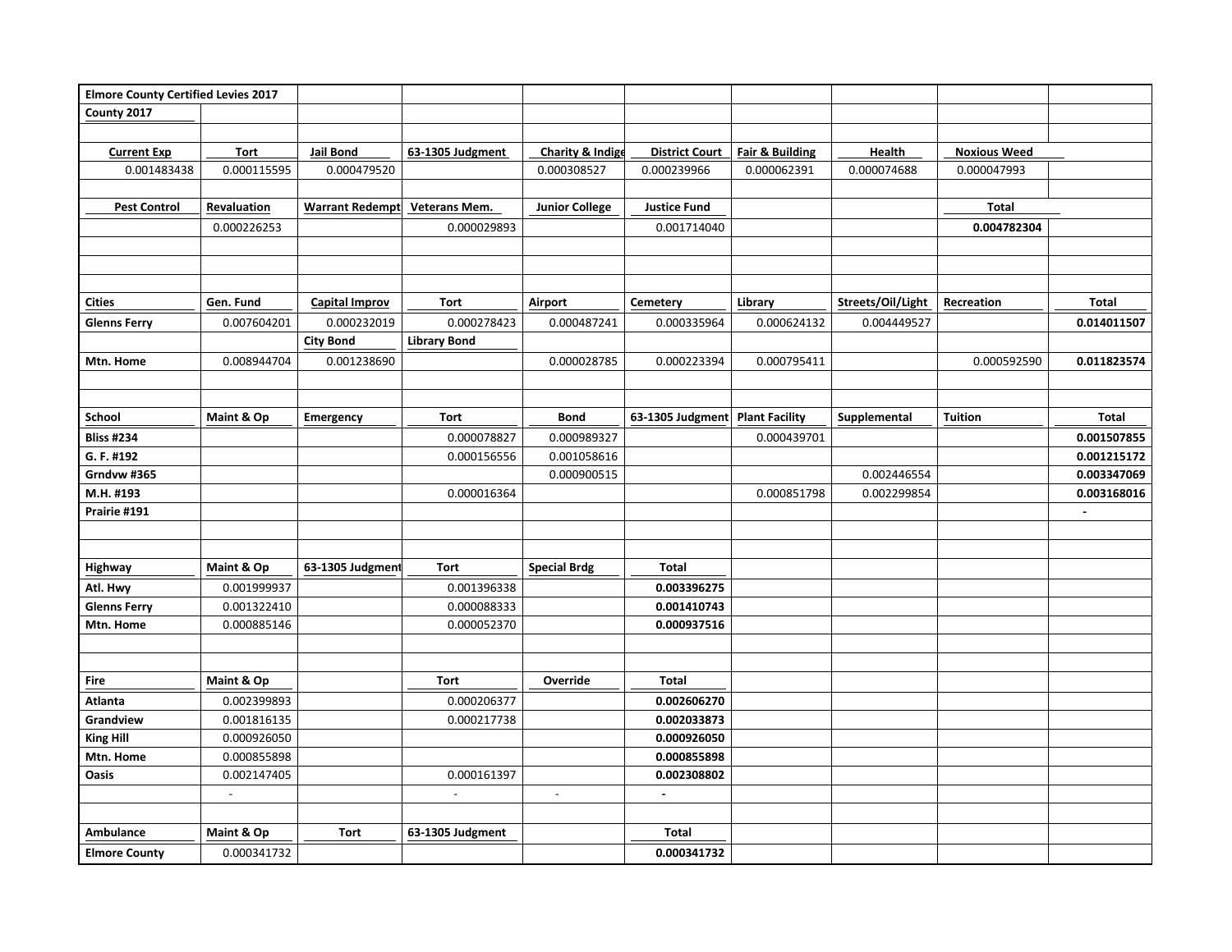**Elmore County Certified Levies 2017**

**County 2017**

| Current Exp | Tort | Jail Bond | 63-1305 Judgment | Charity & Indige | District Court | Fair & Building | Health | Noxious Weed | |
|---|---|---|---|---|---|---|---|---|---|
| 0.001483438 | 0.000115595 | 0.000479520 | | 0.000308527 | 0.000239966 | 0.000062391 | 0.000074688 | 0.000047993 | |
| **Pest Control** | **Revaluation** | **Warrant Redempt** | **Veterans Mem.** | **Junior College** | **Justice Fund** | | | **Total** | |
| | 0.000226253 | | 0.000029893 | | 0.001714040 | | | **0.004782304** | |

| Cities | Gen. Fund | Capital Improv | Tort | Airport | Cemetery | Library | Streets/Oil/Light | Recreation | Total |
|---|---|---|---|---|---|---|---|---|---|
| **Glenns Ferry** | 0.007604201 | 0.000232019 | 0.000278423 | 0.000487241 | 0.000335964 | 0.000624132 | 0.004449527 | | **0.014011507** |
| | | **City Bond** | **Library Bond** | | | | | | |
| **Mtn. Home** | 0.008944704 | 0.001238690 | | 0.000028785 | 0.000223394 | 0.000795411 | | 0.000592590 | **0.011823574** |

| School | Maint & Op | Emergency | Tort | Bond | 63-1305 Judgment | Plant Facility | Supplemental | Tuition | Total |
|---|---|---|---|---|---|---|---|---|---|
| **Bliss #234** | | | 0.000078827 | 0.000989327 | | 0.000439701 | | | **0.001507855** |
| **G. F. #192** | | | 0.000156556 | 0.001058616 | | | | | **0.001215172** |
| **Grndvw #365** | | | | 0.000900515 | | | 0.002446554 | | **0.003347069** |
| **M.H. #193** | | | 0.000016364 | | | 0.000851798 | 0.002299854 | | **0.003168016** |
| **Prairie #191** | | | | | | | | | **-** |

| Highway | Maint & Op | 63-1305 Judgment | Tort | Special Brdg | Total |
|---|---|---|---|---|---|
| **Atl. Hwy** | 0.001999937 | | 0.001396338 | | **0.003396275** |
| **Glenns Ferry** | 0.001322410 | | 0.000088333 | | **0.001410743** |
| **Mtn. Home** | 0.000885146 | | 0.000052370 | | **0.000937516** |

| Fire | Maint & Op | | Tort | Override | Total |
|---|---|---|---|---|---|
| **Atlanta** | 0.002399893 | | 0.000206377 | | **0.002606270** |
| **Grandview** | 0.001816135 | | 0.000217738 | | **0.002033873** |
| **King Hill** | 0.000926050 | | | | **0.000926050** |
| **Mtn. Home** | 0.000855898 | | | | **0.000855898** |
| **Oasis** | 0.002147405 | | 0.000161397 | | **0.002308802** |
| | - | | - | - | **-** |

| Ambulance | Maint & Op | Tort | 63-1305 Judgment | | Total |
|---|---|---|---|---|---|
| **Elmore County** | 0.000341732 | | | | **0.000341732** |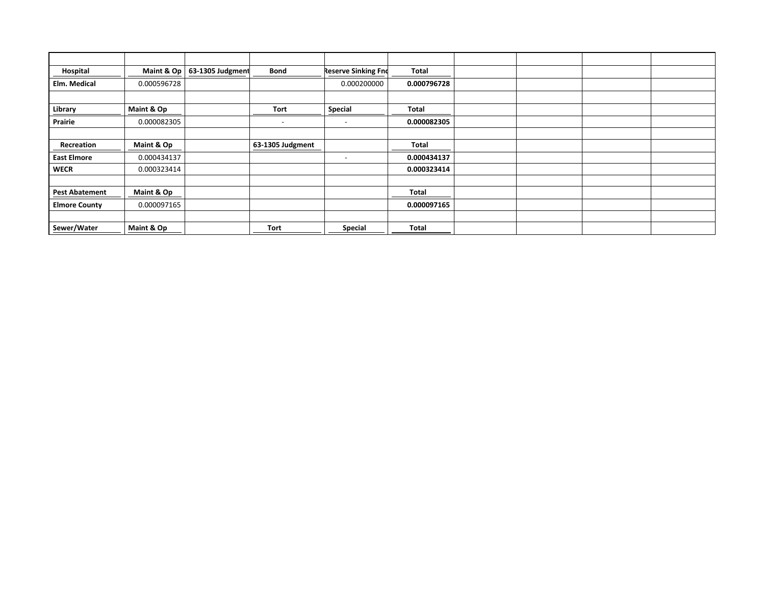| | | | | | | | | | |
|---|---|---|---|---|---|---|---|---|---|
| | | | | | | | | | |
| **Hospital** | **Maint & Op** | **63-1305 Judgment** | **Bond** | **Reserve Sinking Fnd** | **Total** | | | | |
| **Elm. Medical** | 0.000596728 | | | 0.000200000 | **0.000796728** | | | | |
| | | | | | | | | | |
| **Library** | **Maint & Op** | | **Tort** | **Special** | **Total** | | | | |
| **Prairie** | 0.000082305 | | - | - | **0.000082305** | | | | |
| | | | | | | | | | |
| **Recreation** | **Maint & Op** | | **63-1305 Judgment** | | **Total** | | | | |
| **East Elmore** | 0.000434137 | | | - | **0.000434137** | | | | |
| **WECR** | 0.000323414 | | | | **0.000323414** | | | | |
| | | | | | | | | | |
| **Pest Abatement** | **Maint & Op** | | | | **Total** | | | | |
| **Elmore County** | 0.000097165 | | | | **0.000097165** | | | | |
| | | | | | | | | | |
| **Sewer/Water** | **Maint & Op** | | **Tort** | **Special** | **Total** | | | | |